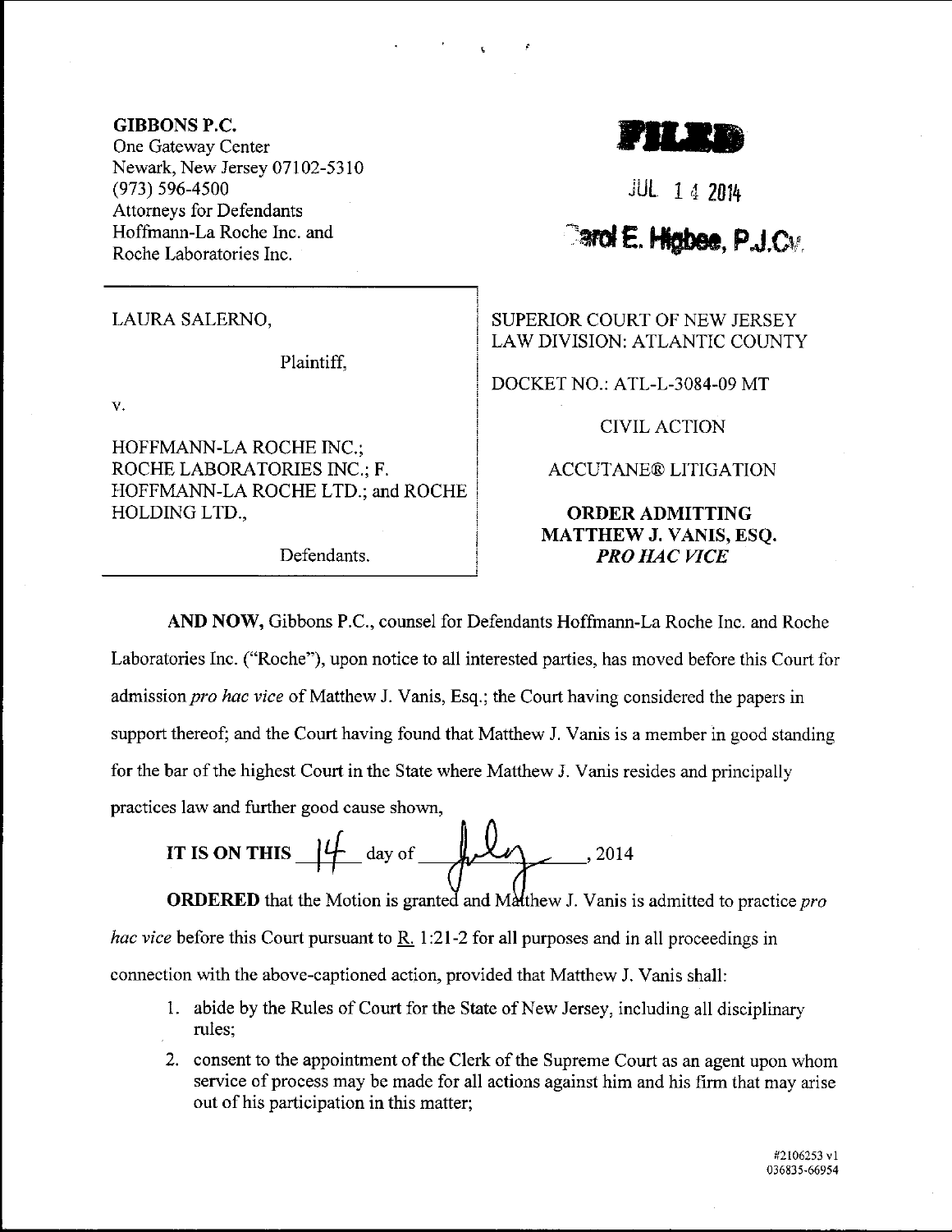**GIBBONS P.C.**
One Gateway Center
Newark, New Jersey 07102-5310
(973) 596-4500
Attorneys for Defendants
Hoffmann-La Roche Inc. and
Roche Laboratories Inc.

**FILED**

JUL 14 2014

**Carol E. Higbee, P.J.Cv.**

LAURA SALERNO,

Plaintiff,

v.

HOFFMANN-LA ROCHE INC.; ROCHE LABORATORIES INC.; F. HOFFMANN-LA ROCHE LTD.; and ROCHE HOLDING LTD.,

Defendants.

SUPERIOR COURT OF NEW JERSEY
LAW DIVISION: ATLANTIC COUNTY

DOCKET NO.: ATL-L-3084-09 MT

CIVIL ACTION

ACCUTANE® LITIGATION

**ORDER ADMITTING MATTHEW J. VANIS, ESQ. *PRO HAC VICE***

**AND NOW,** Gibbons P.C., counsel for Defendants Hoffmann-La Roche Inc. and Roche Laboratories Inc. ("Roche"), upon notice to all interested parties, has moved before this Court for admission *pro hac vice* of Matthew J. Vanis, Esq.; the Court having considered the papers in support thereof; and the Court having found that Matthew J. Vanis is a member in good standing for the bar of the highest Court in the State where Matthew J. Vanis resides and principally practices law and further good cause shown,

**IT IS ON THIS** 14 day of July, 2014

**ORDERED** that the Motion is granted and Matthew J. Vanis is admitted to practice *pro hac vice* before this Court pursuant to R. 1:21-2 for all purposes and in all proceedings in connection with the above-captioned action, provided that Matthew J. Vanis shall:

1. abide by the Rules of Court for the State of New Jersey, including all disciplinary rules;
2. consent to the appointment of the Clerk of the Supreme Court as an agent upon whom service of process may be made for all actions against him and his firm that may arise out of his participation in this matter;

#2106253 v1
036835-66954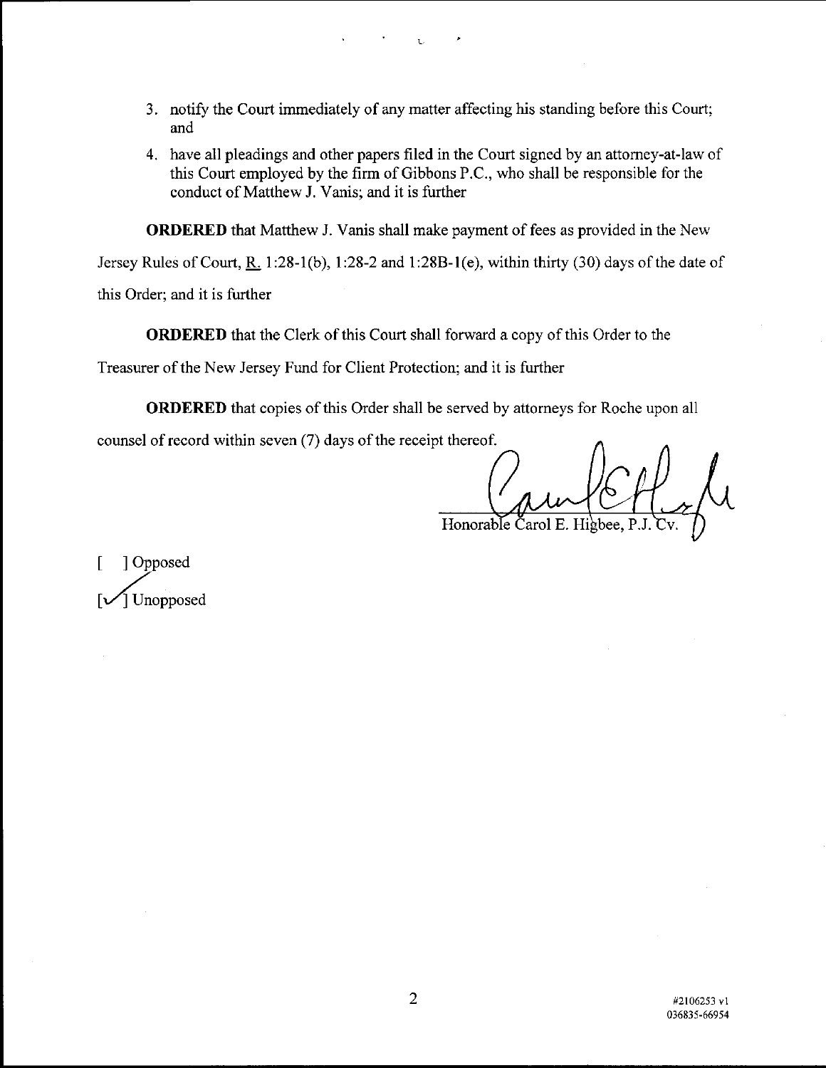3. notify the Court immediately of any matter affecting his standing before this Court; and
4. have all pleadings and other papers filed in the Court signed by an attorney-at-law of this Court employed by the firm of Gibbons P.C., who shall be responsible for the conduct of Matthew J. Vanis; and it is further

**ORDERED** that Matthew J. Vanis shall make payment of fees as provided in the New Jersey Rules of Court, R. 1:28-1(b), 1:28-2 and 1:28B-1(e), within thirty (30) days of the date of this Order; and it is further

**ORDERED** that the Clerk of this Court shall forward a copy of this Order to the Treasurer of the New Jersey Fund for Client Protection; and it is further

**ORDERED** that copies of this Order shall be served by attorneys for Roche upon all counsel of record within seven (7) days of the receipt thereof.

Honorable Carol E. Higbee, P.J. Cv.

[ ] Opposed

[✓] Unopposed

#2106253 v1
036835-66954